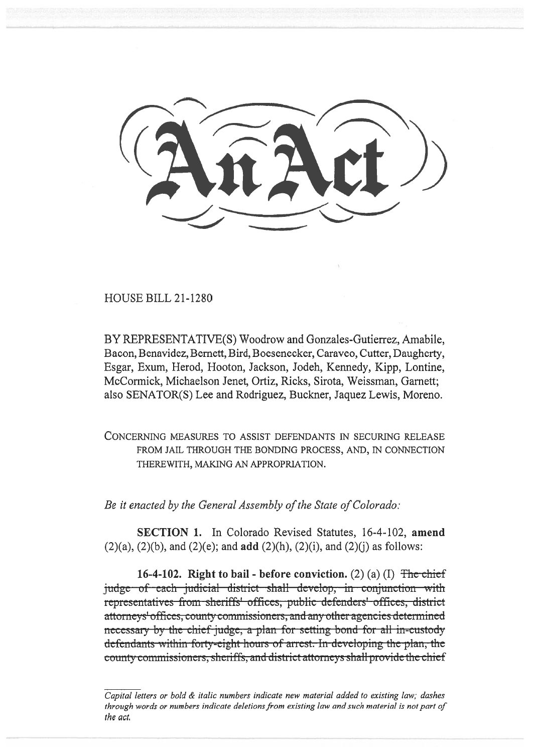# An Act

HOUSE BILL 21-1280

BY REPRESENTATIVE(S) Woodrow and Gonzales-Gutierrez, Amabile, Bacon, Benavidez, Bernett, Bird, Boesenecker, Caraveo, Cutter, Daugherty, Esgar, Exum, Herod, Hooton, Jackson, Jodeh, Kennedy, Kipp, Lontine, McCormick, Michaelson Jenet, Ortiz, Ricks, Sirota, Weissman, Garnett; also SENATOR(S) Lee and Rodriguez, Buckner, Jaquez Lewis, Moreno.

CONCERNING MEASURES TO ASSIST DEFENDANTS IN SECURING RELEASE FROM JAIL THROUGH THE BONDING PROCESS, AND, IN CONNECTION THEREWITH, MAKING AN APPROPRIATION.

*Be it enacted by the General Assembly of the State of Colorado:*

**SECTION 1.** In Colorado Revised Statutes, 16-4-102, **amend** (2)(a), (2)(b), and (2)(e); and **add** (2)(h), (2)(i), and (2)(j) as follows:

**16-4-102. Right to bail - before conviction.** (2) (a) (I) ~~The chief judge of each judicial district shall develop, in conjunction with representatives from sheriffs' offices, public defenders' offices, district attorneys' offices, county commissioners, and any other agencies determined necessary by the chief judge, a plan for setting bond for all in-custody defendants within forty-eight hours of arrest. In developing the plan, the county commissioners, sheriffs, and district attorneys shall provide the chief~~

---

*Capital letters or bold & italic numbers indicate new material added to existing law; dashes through words or numbers indicate deletions from existing law and such material is not part of the act.*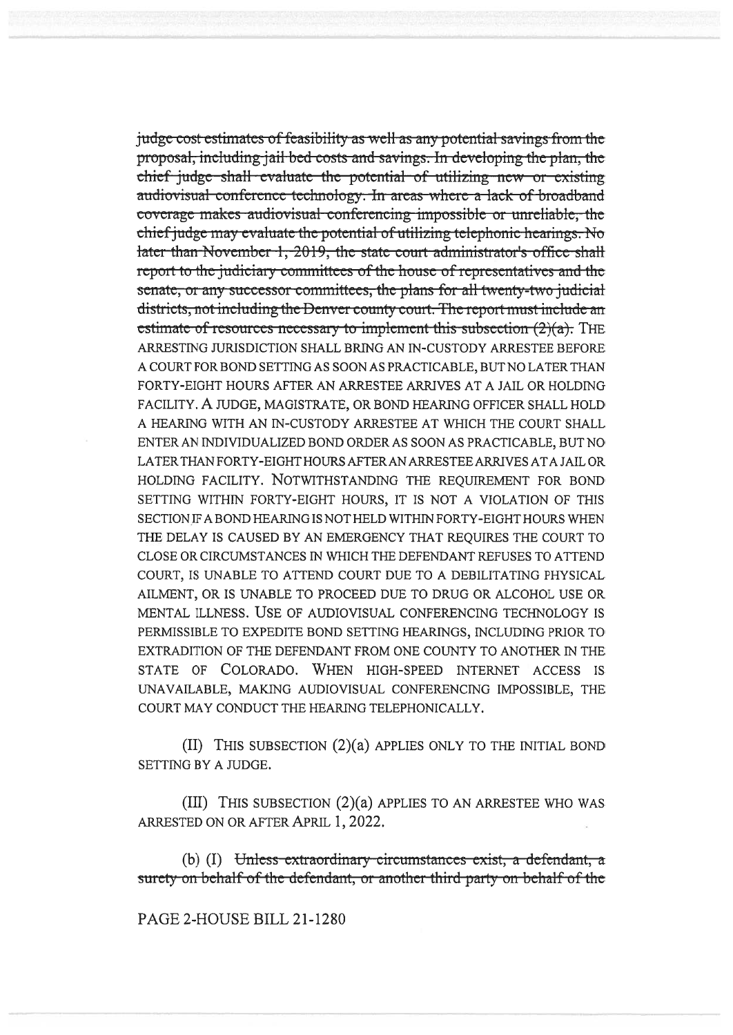~~judge cost estimates of feasibility as well as any potential savings from the proposal, including jail bed costs and savings. In developing the plan, the chief judge shall evaluate the potential of utilizing new or existing audiovisual conference technology. In areas where a lack of broadband coverage makes audiovisual conferencing impossible or unreliable, the chief judge may evaluate the potential of utilizing telephonic hearings. No later than November 1, 2019, the state court administrator's office shall report to the judiciary committees of the house of representatives and the senate, or any successor committees, the plans for all twenty-two judicial districts, not including the Denver county court. The report must include an estimate of resources necessary to implement this subsection (2)(a).~~ THE ARRESTING JURISDICTION SHALL BRING AN IN-CUSTODY ARRESTEE BEFORE A COURT FOR BOND SETTING AS SOON AS PRACTICABLE, BUT NO LATER THAN FORTY-EIGHT HOURS AFTER AN ARRESTEE ARRIVES AT A JAIL OR HOLDING FACILITY. A JUDGE, MAGISTRATE, OR BOND HEARING OFFICER SHALL HOLD A HEARING WITH AN IN-CUSTODY ARRESTEE AT WHICH THE COURT SHALL ENTER AN INDIVIDUALIZED BOND ORDER AS SOON AS PRACTICABLE, BUT NO LATER THAN FORTY-EIGHT HOURS AFTER AN ARRESTEE ARRIVES AT A JAIL OR HOLDING FACILITY. NOTWITHSTANDING THE REQUIREMENT FOR BOND SETTING WITHIN FORTY-EIGHT HOURS, IT IS NOT A VIOLATION OF THIS SECTION IF A BOND HEARING IS NOT HELD WITHIN FORTY-EIGHT HOURS WHEN THE DELAY IS CAUSED BY AN EMERGENCY THAT REQUIRES THE COURT TO CLOSE OR CIRCUMSTANCES IN WHICH THE DEFENDANT REFUSES TO ATTEND COURT, IS UNABLE TO ATTEND COURT DUE TO A DEBILITATING PHYSICAL AILMENT, OR IS UNABLE TO PROCEED DUE TO DRUG OR ALCOHOL USE OR MENTAL ILLNESS. USE OF AUDIOVISUAL CONFERENCING TECHNOLOGY IS PERMISSIBLE TO EXPEDITE BOND SETTING HEARINGS, INCLUDING PRIOR TO EXTRADITION OF THE DEFENDANT FROM ONE COUNTY TO ANOTHER IN THE STATE OF COLORADO. WHEN HIGH-SPEED INTERNET ACCESS IS UNAVAILABLE, MAKING AUDIOVISUAL CONFERENCING IMPOSSIBLE, THE COURT MAY CONDUCT THE HEARING TELEPHONICALLY.

(II) THIS SUBSECTION (2)(a) APPLIES ONLY TO THE INITIAL BOND SETTING BY A JUDGE.

(III) THIS SUBSECTION (2)(a) APPLIES TO AN ARRESTEE WHO WAS ARRESTED ON OR AFTER APRIL 1, 2022.

(b) (I) ~~Unless extraordinary circumstances exist, a defendant, a surety on behalf of the defendant, or another third party on behalf of the~~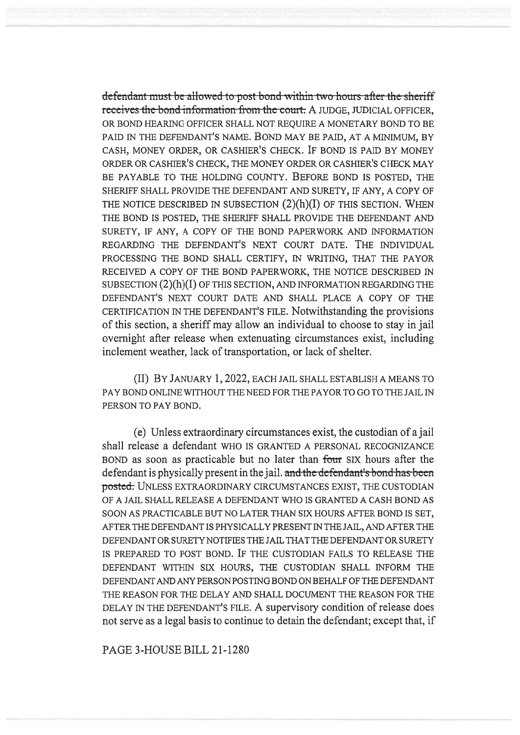~~defendant must be allowed to post bond within two hours after the sheriff receives the bond information from the court.~~ A JUDGE, JUDICIAL OFFICER, OR BOND HEARING OFFICER SHALL NOT REQUIRE A MONETARY BOND TO BE PAID IN THE DEFENDANT'S NAME. BOND MAY BE PAID, AT A MINIMUM, BY CASH, MONEY ORDER, OR CASHIER'S CHECK. IF BOND IS PAID BY MONEY ORDER OR CASHIER'S CHECK, THE MONEY ORDER OR CASHIER'S CHECK MAY BE PAYABLE TO THE HOLDING COUNTY. BEFORE BOND IS POSTED, THE SHERIFF SHALL PROVIDE THE DEFENDANT AND SURETY, IF ANY, A COPY OF THE NOTICE DESCRIBED IN SUBSECTION (2)(h)(I) OF THIS SECTION. WHEN THE BOND IS POSTED, THE SHERIFF SHALL PROVIDE THE DEFENDANT AND SURETY, IF ANY, A COPY OF THE BOND PAPERWORK AND INFORMATION REGARDING THE DEFENDANT'S NEXT COURT DATE. THE INDIVIDUAL PROCESSING THE BOND SHALL CERTIFY, IN WRITING, THAT THE PAYOR RECEIVED A COPY OF THE BOND PAPERWORK, THE NOTICE DESCRIBED IN SUBSECTION (2)(h)(I) OF THIS SECTION, AND INFORMATION REGARDING THE DEFENDANT'S NEXT COURT DATE AND SHALL PLACE A COPY OF THE CERTIFICATION IN THE DEFENDANT'S FILE. Notwithstanding the provisions of this section, a sheriff may allow an individual to choose to stay in jail overnight after release when extenuating circumstances exist, including inclement weather, lack of transportation, or lack of shelter.

(II) BY JANUARY 1, 2022, EACH JAIL SHALL ESTABLISH A MEANS TO PAY BOND ONLINE WITHOUT THE NEED FOR THE PAYOR TO GO TO THE JAIL IN PERSON TO PAY BOND.

(e) Unless extraordinary circumstances exist, the custodian of a jail shall release a defendant WHO IS GRANTED A PERSONAL RECOGNIZANCE BOND as soon as practicable but no later than ~~four~~ SIX hours after the defendant is physically present in the jail. ~~and the defendant's bond has been posted.~~ UNLESS EXTRAORDINARY CIRCUMSTANCES EXIST, THE CUSTODIAN OF A JAIL SHALL RELEASE A DEFENDANT WHO IS GRANTED A CASH BOND AS SOON AS PRACTICABLE BUT NO LATER THAN SIX HOURS AFTER BOND IS SET, AFTER THE DEFENDANT IS PHYSICALLY PRESENT IN THE JAIL, AND AFTER THE DEFENDANT OR SURETY NOTIFIES THE JAIL THAT THE DEFENDANT OR SURETY IS PREPARED TO POST BOND. IF THE CUSTODIAN FAILS TO RELEASE THE DEFENDANT WITHIN SIX HOURS, THE CUSTODIAN SHALL INFORM THE DEFENDANT AND ANY PERSON POSTING BOND ON BEHALF OF THE DEFENDANT THE REASON FOR THE DELAY AND SHALL DOCUMENT THE REASON FOR THE DELAY IN THE DEFENDANT'S FILE. A supervisory condition of release does not serve as a legal basis to continue to detain the defendant; except that, if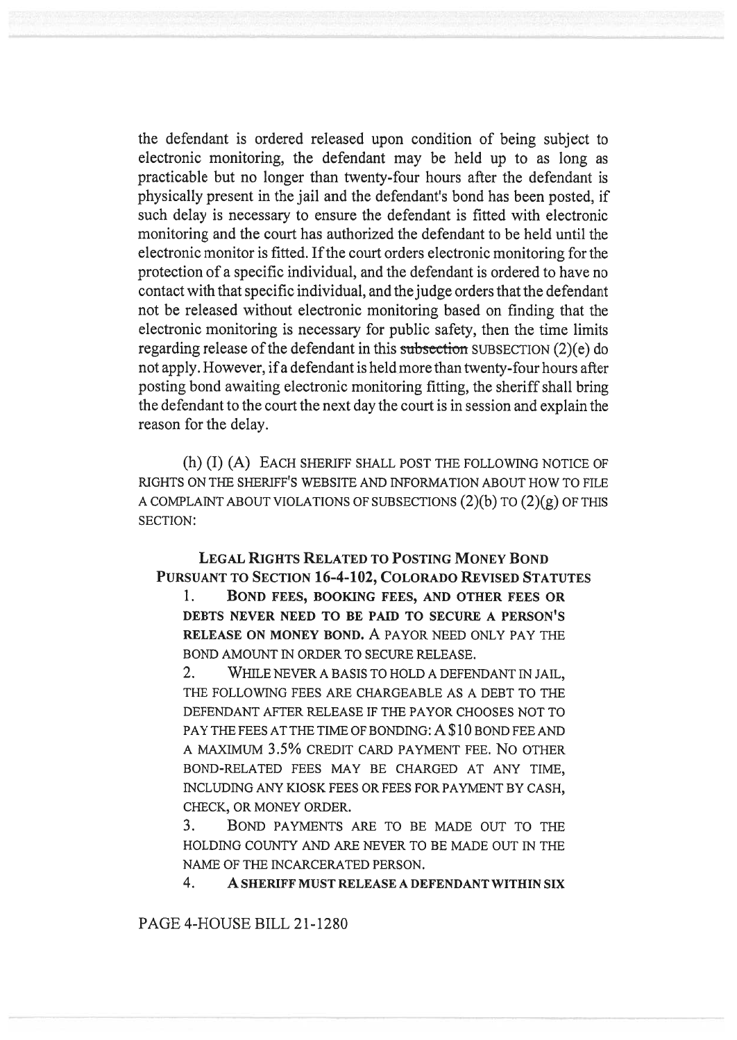the defendant is ordered released upon condition of being subject to electronic monitoring, the defendant may be held up to as long as practicable but no longer than twenty-four hours after the defendant is physically present in the jail and the defendant's bond has been posted, if such delay is necessary to ensure the defendant is fitted with electronic monitoring and the court has authorized the defendant to be held until the electronic monitor is fitted. If the court orders electronic monitoring for the protection of a specific individual, and the defendant is ordered to have no contact with that specific individual, and the judge orders that the defendant not be released without electronic monitoring based on finding that the electronic monitoring is necessary for public safety, then the time limits regarding release of the defendant in this ~~subsection~~ SUBSECTION (2)(e) do not apply. However, if a defendant is held more than twenty-four hours after posting bond awaiting electronic monitoring fitting, the sheriff shall bring the defendant to the court the next day the court is in session and explain the reason for the delay.

(h) (I) (A) EACH SHERIFF SHALL POST THE FOLLOWING NOTICE OF RIGHTS ON THE SHERIFF'S WEBSITE AND INFORMATION ABOUT HOW TO FILE A COMPLAINT ABOUT VIOLATIONS OF SUBSECTIONS (2)(b) TO (2)(g) OF THIS SECTION:

**LEGAL RIGHTS RELATED TO POSTING MONEY BOND PURSUANT TO SECTION 16-4-102, COLORADO REVISED STATUTES**

1. **BOND FEES, BOOKING FEES, AND OTHER FEES OR DEBTS NEVER NEED TO BE PAID TO SECURE A PERSON'S RELEASE ON MONEY BOND.** A PAYOR NEED ONLY PAY THE BOND AMOUNT IN ORDER TO SECURE RELEASE.

2. WHILE NEVER A BASIS TO HOLD A DEFENDANT IN JAIL, THE FOLLOWING FEES ARE CHARGEABLE AS A DEBT TO THE DEFENDANT AFTER RELEASE IF THE PAYOR CHOOSES NOT TO PAY THE FEES AT THE TIME OF BONDING: A $10 BOND FEE AND A MAXIMUM 3.5% CREDIT CARD PAYMENT FEE. NO OTHER BOND-RELATED FEES MAY BE CHARGED AT ANY TIME, INCLUDING ANY KIOSK FEES OR FEES FOR PAYMENT BY CASH, CHECK, OR MONEY ORDER.

3. BOND PAYMENTS ARE TO BE MADE OUT TO THE HOLDING COUNTY AND ARE NEVER TO BE MADE OUT IN THE NAME OF THE INCARCERATED PERSON.

4. **A SHERIFF MUST RELEASE A DEFENDANT WITHIN SIX**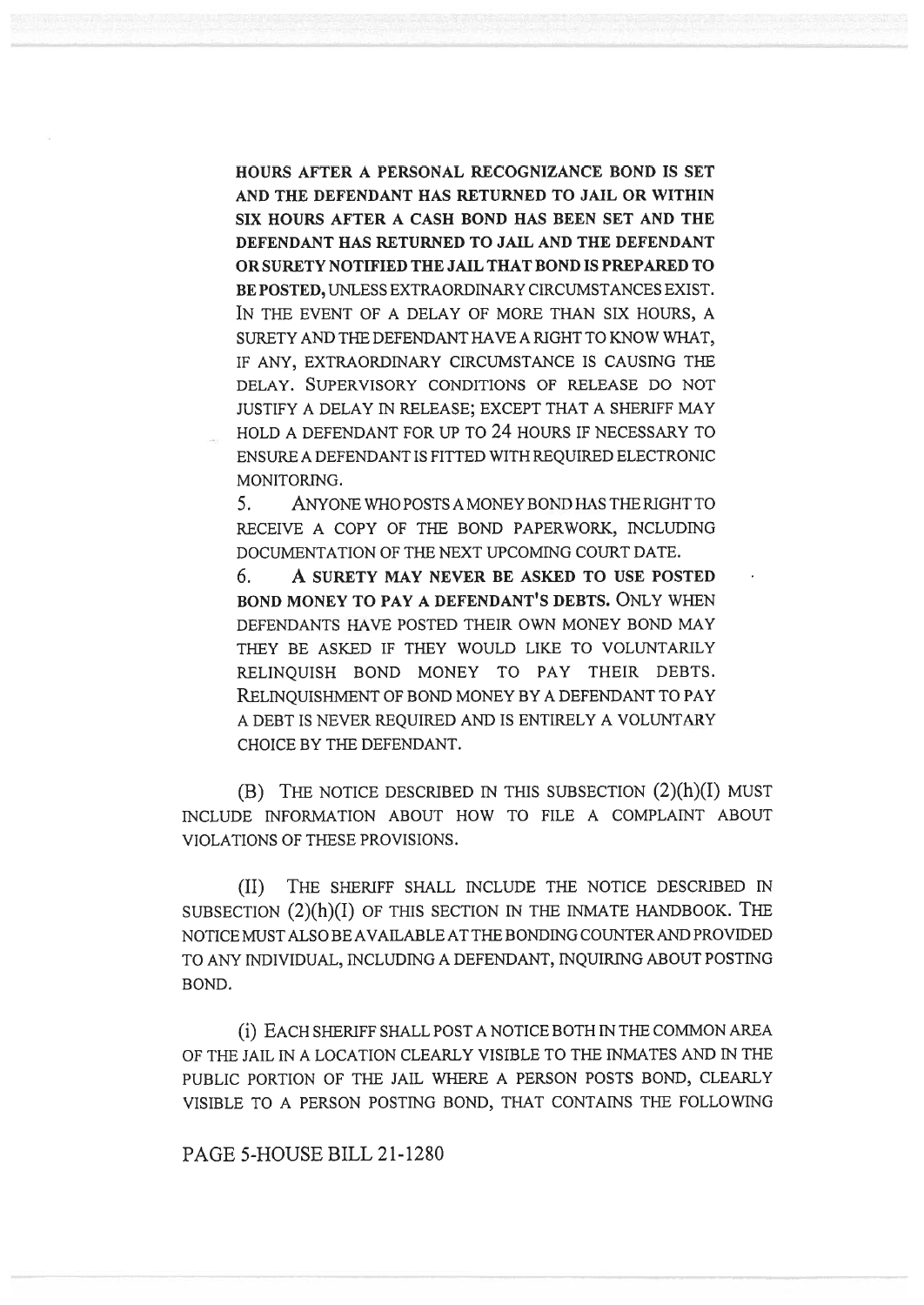**HOURS AFTER A PERSONAL RECOGNIZANCE BOND IS SET AND THE DEFENDANT HAS RETURNED TO JAIL OR WITHIN SIX HOURS AFTER A CASH BOND HAS BEEN SET AND THE DEFENDANT HAS RETURNED TO JAIL AND THE DEFENDANT OR SURETY NOTIFIED THE JAIL THAT BOND IS PREPARED TO BE POSTED,** UNLESS EXTRAORDINARY CIRCUMSTANCES EXIST. IN THE EVENT OF A DELAY OF MORE THAN SIX HOURS, A SURETY AND THE DEFENDANT HAVE A RIGHT TO KNOW WHAT, IF ANY, EXTRAORDINARY CIRCUMSTANCE IS CAUSING THE DELAY. SUPERVISORY CONDITIONS OF RELEASE DO NOT JUSTIFY A DELAY IN RELEASE; EXCEPT THAT A SHERIFF MAY HOLD A DEFENDANT FOR UP TO 24 HOURS IF NECESSARY TO ENSURE A DEFENDANT IS FITTED WITH REQUIRED ELECTRONIC MONITORING.

5. ANYONE WHO POSTS A MONEY BOND HAS THE RIGHT TO RECEIVE A COPY OF THE BOND PAPERWORK, INCLUDING DOCUMENTATION OF THE NEXT UPCOMING COURT DATE.

6. **A SURETY MAY NEVER BE ASKED TO USE POSTED BOND MONEY TO PAY A DEFENDANT'S DEBTS.** ONLY WHEN DEFENDANTS HAVE POSTED THEIR OWN MONEY BOND MAY THEY BE ASKED IF THEY WOULD LIKE TO VOLUNTARILY RELINQUISH BOND MONEY TO PAY THEIR DEBTS. RELINQUISHMENT OF BOND MONEY BY A DEFENDANT TO PAY A DEBT IS NEVER REQUIRED AND IS ENTIRELY A VOLUNTARY CHOICE BY THE DEFENDANT.

(B) THE NOTICE DESCRIBED IN THIS SUBSECTION (2)(h)(I) MUST INCLUDE INFORMATION ABOUT HOW TO FILE A COMPLAINT ABOUT VIOLATIONS OF THESE PROVISIONS.

(II) THE SHERIFF SHALL INCLUDE THE NOTICE DESCRIBED IN SUBSECTION (2)(h)(I) OF THIS SECTION IN THE INMATE HANDBOOK. THE NOTICE MUST ALSO BE AVAILABLE AT THE BONDING COUNTER AND PROVIDED TO ANY INDIVIDUAL, INCLUDING A DEFENDANT, INQUIRING ABOUT POSTING BOND.

(i) EACH SHERIFF SHALL POST A NOTICE BOTH IN THE COMMON AREA OF THE JAIL IN A LOCATION CLEARLY VISIBLE TO THE INMATES AND IN THE PUBLIC PORTION OF THE JAIL WHERE A PERSON POSTS BOND, CLEARLY VISIBLE TO A PERSON POSTING BOND, THAT CONTAINS THE FOLLOWING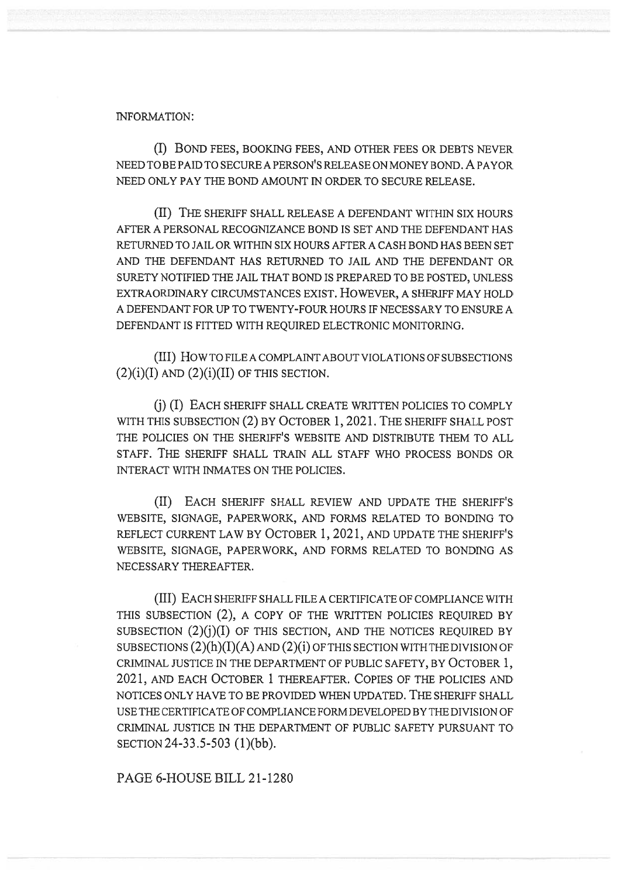INFORMATION:

(I) BOND FEES, BOOKING FEES, AND OTHER FEES OR DEBTS NEVER NEED TO BE PAID TO SECURE A PERSON'S RELEASE ON MONEY BOND. A PAYOR NEED ONLY PAY THE BOND AMOUNT IN ORDER TO SECURE RELEASE.

(II) THE SHERIFF SHALL RELEASE A DEFENDANT WITHIN SIX HOURS AFTER A PERSONAL RECOGNIZANCE BOND IS SET AND THE DEFENDANT HAS RETURNED TO JAIL OR WITHIN SIX HOURS AFTER A CASH BOND HAS BEEN SET AND THE DEFENDANT HAS RETURNED TO JAIL AND THE DEFENDANT OR SURETY NOTIFIED THE JAIL THAT BOND IS PREPARED TO BE POSTED, UNLESS EXTRAORDINARY CIRCUMSTANCES EXIST. HOWEVER, A SHERIFF MAY HOLD A DEFENDANT FOR UP TO TWENTY-FOUR HOURS IF NECESSARY TO ENSURE A DEFENDANT IS FITTED WITH REQUIRED ELECTRONIC MONITORING.

(III) HOW TO FILE A COMPLAINT ABOUT VIOLATIONS OF SUBSECTIONS (2)(i)(I) AND (2)(i)(II) OF THIS SECTION.

(j) (I) EACH SHERIFF SHALL CREATE WRITTEN POLICIES TO COMPLY WITH THIS SUBSECTION (2) BY OCTOBER 1, 2021. THE SHERIFF SHALL POST THE POLICIES ON THE SHERIFF'S WEBSITE AND DISTRIBUTE THEM TO ALL STAFF. THE SHERIFF SHALL TRAIN ALL STAFF WHO PROCESS BONDS OR INTERACT WITH INMATES ON THE POLICIES.

(II) EACH SHERIFF SHALL REVIEW AND UPDATE THE SHERIFF'S WEBSITE, SIGNAGE, PAPERWORK, AND FORMS RELATED TO BONDING TO REFLECT CURRENT LAW BY OCTOBER 1, 2021, AND UPDATE THE SHERIFF'S WEBSITE, SIGNAGE, PAPERWORK, AND FORMS RELATED TO BONDING AS NECESSARY THEREAFTER.

(III) EACH SHERIFF SHALL FILE A CERTIFICATE OF COMPLIANCE WITH THIS SUBSECTION (2), A COPY OF THE WRITTEN POLICIES REQUIRED BY SUBSECTION (2)(j)(I) OF THIS SECTION, AND THE NOTICES REQUIRED BY SUBSECTIONS (2)(h)(I)(A) AND (2)(i) OF THIS SECTION WITH THE DIVISION OF CRIMINAL JUSTICE IN THE DEPARTMENT OF PUBLIC SAFETY, BY OCTOBER 1, 2021, AND EACH OCTOBER 1 THEREAFTER. COPIES OF THE POLICIES AND NOTICES ONLY HAVE TO BE PROVIDED WHEN UPDATED. THE SHERIFF SHALL USE THE CERTIFICATE OF COMPLIANCE FORM DEVELOPED BY THE DIVISION OF CRIMINAL JUSTICE IN THE DEPARTMENT OF PUBLIC SAFETY PURSUANT TO SECTION 24-33.5-503 (1)(bb).

PAGE 6-HOUSE BILL 21-1280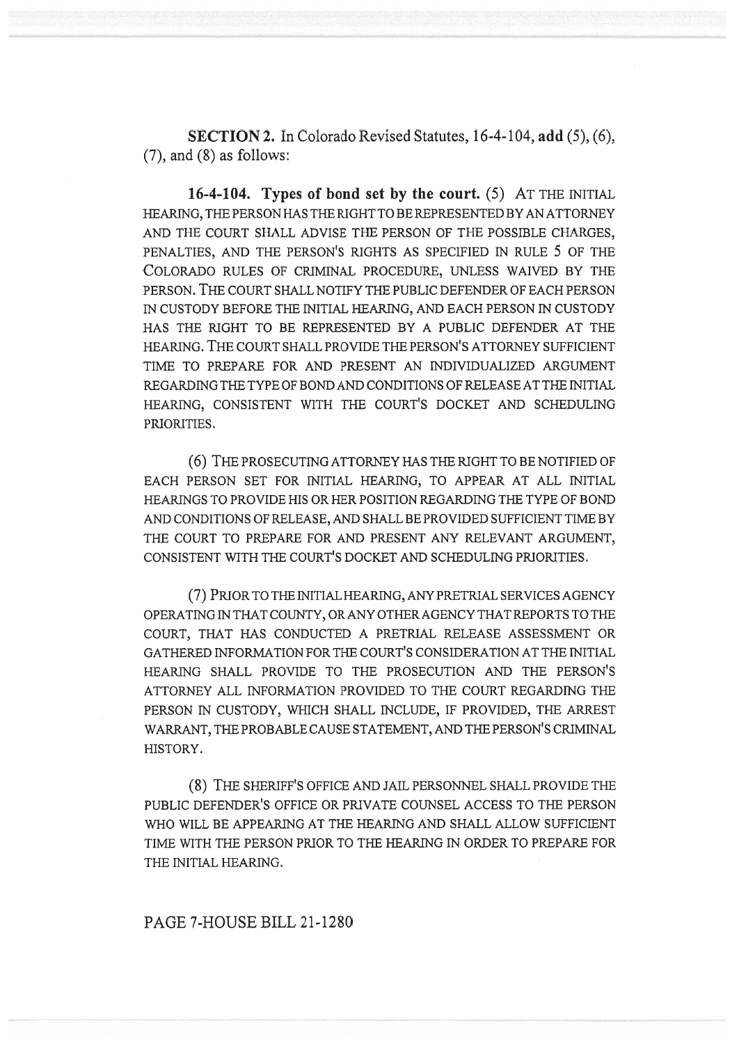**SECTION 2.** In Colorado Revised Statutes, 16-4-104, **add** (5), (6), (7), and (8) as follows:

**16-4-104. Types of bond set by the court.** (5) AT THE INITIAL HEARING, THE PERSON HAS THE RIGHT TO BE REPRESENTED BY AN ATTORNEY AND THE COURT SHALL ADVISE THE PERSON OF THE POSSIBLE CHARGES, PENALTIES, AND THE PERSON'S RIGHTS AS SPECIFIED IN RULE 5 OF THE COLORADO RULES OF CRIMINAL PROCEDURE, UNLESS WAIVED BY THE PERSON. THE COURT SHALL NOTIFY THE PUBLIC DEFENDER OF EACH PERSON IN CUSTODY BEFORE THE INITIAL HEARING, AND EACH PERSON IN CUSTODY HAS THE RIGHT TO BE REPRESENTED BY A PUBLIC DEFENDER AT THE HEARING. THE COURT SHALL PROVIDE THE PERSON'S ATTORNEY SUFFICIENT TIME TO PREPARE FOR AND PRESENT AN INDIVIDUALIZED ARGUMENT REGARDING THE TYPE OF BOND AND CONDITIONS OF RELEASE AT THE INITIAL HEARING, CONSISTENT WITH THE COURT'S DOCKET AND SCHEDULING PRIORITIES.

(6) THE PROSECUTING ATTORNEY HAS THE RIGHT TO BE NOTIFIED OF EACH PERSON SET FOR INITIAL HEARING, TO APPEAR AT ALL INITIAL HEARINGS TO PROVIDE HIS OR HER POSITION REGARDING THE TYPE OF BOND AND CONDITIONS OF RELEASE, AND SHALL BE PROVIDED SUFFICIENT TIME BY THE COURT TO PREPARE FOR AND PRESENT ANY RELEVANT ARGUMENT, CONSISTENT WITH THE COURT'S DOCKET AND SCHEDULING PRIORITIES.

(7) PRIOR TO THE INITIAL HEARING, ANY PRETRIAL SERVICES AGENCY OPERATING IN THAT COUNTY, OR ANY OTHER AGENCY THAT REPORTS TO THE COURT, THAT HAS CONDUCTED A PRETRIAL RELEASE ASSESSMENT OR GATHERED INFORMATION FOR THE COURT'S CONSIDERATION AT THE INITIAL HEARING SHALL PROVIDE TO THE PROSECUTION AND THE PERSON'S ATTORNEY ALL INFORMATION PROVIDED TO THE COURT REGARDING THE PERSON IN CUSTODY, WHICH SHALL INCLUDE, IF PROVIDED, THE ARREST WARRANT, THE PROBABLE CAUSE STATEMENT, AND THE PERSON'S CRIMINAL HISTORY.

(8) THE SHERIFF'S OFFICE AND JAIL PERSONNEL SHALL PROVIDE THE PUBLIC DEFENDER'S OFFICE OR PRIVATE COUNSEL ACCESS TO THE PERSON WHO WILL BE APPEARING AT THE HEARING AND SHALL ALLOW SUFFICIENT TIME WITH THE PERSON PRIOR TO THE HEARING IN ORDER TO PREPARE FOR THE INITIAL HEARING.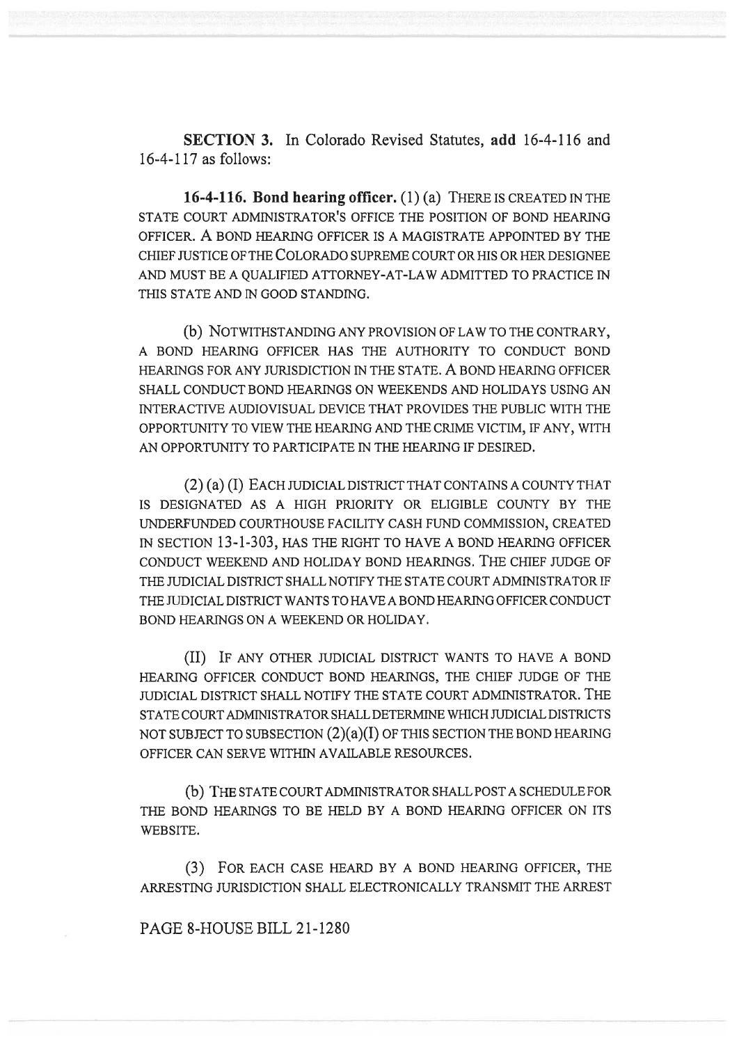**SECTION 3.** In Colorado Revised Statutes, **add** 16-4-116 and 16-4-117 as follows:

**16-4-116. Bond hearing officer.** (1) (a) THERE IS CREATED IN THE STATE COURT ADMINISTRATOR'S OFFICE THE POSITION OF BOND HEARING OFFICER. A BOND HEARING OFFICER IS A MAGISTRATE APPOINTED BY THE CHIEF JUSTICE OF THE COLORADO SUPREME COURT OR HIS OR HER DESIGNEE AND MUST BE A QUALIFIED ATTORNEY-AT-LAW ADMITTED TO PRACTICE IN THIS STATE AND IN GOOD STANDING.

(b) NOTWITHSTANDING ANY PROVISION OF LAW TO THE CONTRARY, A BOND HEARING OFFICER HAS THE AUTHORITY TO CONDUCT BOND HEARINGS FOR ANY JURISDICTION IN THE STATE. A BOND HEARING OFFICER SHALL CONDUCT BOND HEARINGS ON WEEKENDS AND HOLIDAYS USING AN INTERACTIVE AUDIOVISUAL DEVICE THAT PROVIDES THE PUBLIC WITH THE OPPORTUNITY TO VIEW THE HEARING AND THE CRIME VICTIM, IF ANY, WITH AN OPPORTUNITY TO PARTICIPATE IN THE HEARING IF DESIRED.

(2) (a) (I) EACH JUDICIAL DISTRICT THAT CONTAINS A COUNTY THAT IS DESIGNATED AS A HIGH PRIORITY OR ELIGIBLE COUNTY BY THE UNDERFUNDED COURTHOUSE FACILITY CASH FUND COMMISSION, CREATED IN SECTION 13-1-303, HAS THE RIGHT TO HAVE A BOND HEARING OFFICER CONDUCT WEEKEND AND HOLIDAY BOND HEARINGS. THE CHIEF JUDGE OF THE JUDICIAL DISTRICT SHALL NOTIFY THE STATE COURT ADMINISTRATOR IF THE JUDICIAL DISTRICT WANTS TO HAVE A BOND HEARING OFFICER CONDUCT BOND HEARINGS ON A WEEKEND OR HOLIDAY.

(II) IF ANY OTHER JUDICIAL DISTRICT WANTS TO HAVE A BOND HEARING OFFICER CONDUCT BOND HEARINGS, THE CHIEF JUDGE OF THE JUDICIAL DISTRICT SHALL NOTIFY THE STATE COURT ADMINISTRATOR. THE STATE COURT ADMINISTRATOR SHALL DETERMINE WHICH JUDICIAL DISTRICTS NOT SUBJECT TO SUBSECTION (2)(a)(I) OF THIS SECTION THE BOND HEARING OFFICER CAN SERVE WITHIN AVAILABLE RESOURCES.

(b) THE STATE COURT ADMINISTRATOR SHALL POST A SCHEDULE FOR THE BOND HEARINGS TO BE HELD BY A BOND HEARING OFFICER ON ITS WEBSITE.

(3) FOR EACH CASE HEARD BY A BOND HEARING OFFICER, THE ARRESTING JURISDICTION SHALL ELECTRONICALLY TRANSMIT THE ARREST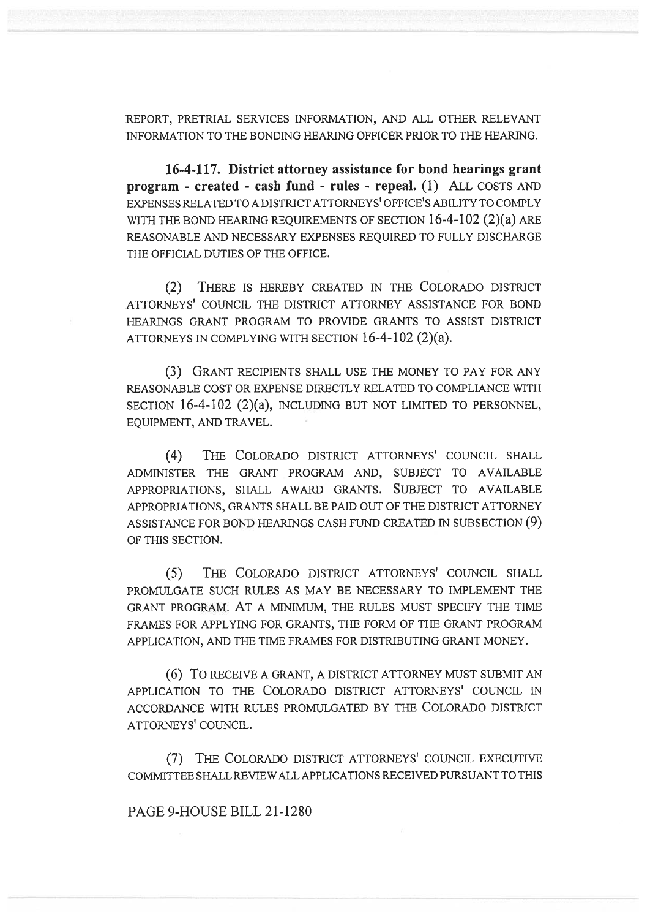REPORT, PRETRIAL SERVICES INFORMATION, AND ALL OTHER RELEVANT INFORMATION TO THE BONDING HEARING OFFICER PRIOR TO THE HEARING.

**16-4-117. District attorney assistance for bond hearings grant program - created - cash fund - rules - repeal.** (1) ALL COSTS AND EXPENSES RELATED TO A DISTRICT ATTORNEYS' OFFICE'S ABILITY TO COMPLY WITH THE BOND HEARING REQUIREMENTS OF SECTION 16-4-102 (2)(a) ARE REASONABLE AND NECESSARY EXPENSES REQUIRED TO FULLY DISCHARGE THE OFFICIAL DUTIES OF THE OFFICE.

(2) THERE IS HEREBY CREATED IN THE COLORADO DISTRICT ATTORNEYS' COUNCIL THE DISTRICT ATTORNEY ASSISTANCE FOR BOND HEARINGS GRANT PROGRAM TO PROVIDE GRANTS TO ASSIST DISTRICT ATTORNEYS IN COMPLYING WITH SECTION 16-4-102 (2)(a).

(3) GRANT RECIPIENTS SHALL USE THE MONEY TO PAY FOR ANY REASONABLE COST OR EXPENSE DIRECTLY RELATED TO COMPLIANCE WITH SECTION 16-4-102 (2)(a), INCLUDING BUT NOT LIMITED TO PERSONNEL, EQUIPMENT, AND TRAVEL.

(4) THE COLORADO DISTRICT ATTORNEYS' COUNCIL SHALL ADMINISTER THE GRANT PROGRAM AND, SUBJECT TO AVAILABLE APPROPRIATIONS, SHALL AWARD GRANTS. SUBJECT TO AVAILABLE APPROPRIATIONS, GRANTS SHALL BE PAID OUT OF THE DISTRICT ATTORNEY ASSISTANCE FOR BOND HEARINGS CASH FUND CREATED IN SUBSECTION (9) OF THIS SECTION.

(5) THE COLORADO DISTRICT ATTORNEYS' COUNCIL SHALL PROMULGATE SUCH RULES AS MAY BE NECESSARY TO IMPLEMENT THE GRANT PROGRAM. AT A MINIMUM, THE RULES MUST SPECIFY THE TIME FRAMES FOR APPLYING FOR GRANTS, THE FORM OF THE GRANT PROGRAM APPLICATION, AND THE TIME FRAMES FOR DISTRIBUTING GRANT MONEY.

(6) TO RECEIVE A GRANT, A DISTRICT ATTORNEY MUST SUBMIT AN APPLICATION TO THE COLORADO DISTRICT ATTORNEYS' COUNCIL IN ACCORDANCE WITH RULES PROMULGATED BY THE COLORADO DISTRICT ATTORNEYS' COUNCIL.

(7) THE COLORADO DISTRICT ATTORNEYS' COUNCIL EXECUTIVE COMMITTEE SHALL REVIEW ALL APPLICATIONS RECEIVED PURSUANT TO THIS

PAGE 9-HOUSE BILL 21-1280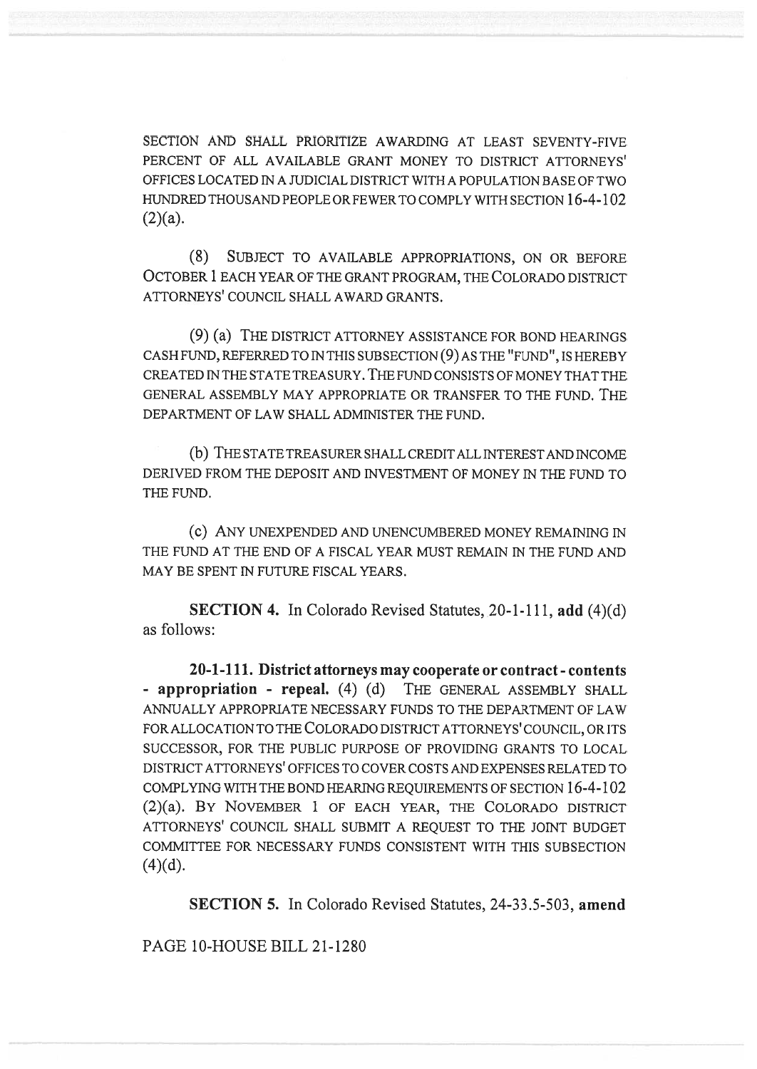SECTION AND SHALL PRIORITIZE AWARDING AT LEAST SEVENTY-FIVE PERCENT OF ALL AVAILABLE GRANT MONEY TO DISTRICT ATTORNEYS' OFFICES LOCATED IN A JUDICIAL DISTRICT WITH A POPULATION BASE OF TWO HUNDRED THOUSAND PEOPLE OR FEWER TO COMPLY WITH SECTION 16-4-102 (2)(a).

(8) SUBJECT TO AVAILABLE APPROPRIATIONS, ON OR BEFORE OCTOBER 1 EACH YEAR OF THE GRANT PROGRAM, THE COLORADO DISTRICT ATTORNEYS' COUNCIL SHALL AWARD GRANTS.

(9) (a) THE DISTRICT ATTORNEY ASSISTANCE FOR BOND HEARINGS CASH FUND, REFERRED TO IN THIS SUBSECTION (9) AS THE "FUND", IS HEREBY CREATED IN THE STATE TREASURY. THE FUND CONSISTS OF MONEY THAT THE GENERAL ASSEMBLY MAY APPROPRIATE OR TRANSFER TO THE FUND. THE DEPARTMENT OF LAW SHALL ADMINISTER THE FUND.

(b) THE STATE TREASURER SHALL CREDIT ALL INTEREST AND INCOME DERIVED FROM THE DEPOSIT AND INVESTMENT OF MONEY IN THE FUND TO THE FUND.

(c) ANY UNEXPENDED AND UNENCUMBERED MONEY REMAINING IN THE FUND AT THE END OF A FISCAL YEAR MUST REMAIN IN THE FUND AND MAY BE SPENT IN FUTURE FISCAL YEARS.

**SECTION 4.** In Colorado Revised Statutes, 20-1-111, **add** (4)(d) as follows:

**20-1-111. District attorneys may cooperate or contract - contents - appropriation - repeal.** (4) (d) THE GENERAL ASSEMBLY SHALL ANNUALLY APPROPRIATE NECESSARY FUNDS TO THE DEPARTMENT OF LAW FOR ALLOCATION TO THE COLORADO DISTRICT ATTORNEYS' COUNCIL, OR ITS SUCCESSOR, FOR THE PUBLIC PURPOSE OF PROVIDING GRANTS TO LOCAL DISTRICT ATTORNEYS' OFFICES TO COVER COSTS AND EXPENSES RELATED TO COMPLYING WITH THE BOND HEARING REQUIREMENTS OF SECTION 16-4-102 (2)(a). BY NOVEMBER 1 OF EACH YEAR, THE COLORADO DISTRICT ATTORNEYS' COUNCIL SHALL SUBMIT A REQUEST TO THE JOINT BUDGET COMMITTEE FOR NECESSARY FUNDS CONSISTENT WITH THIS SUBSECTION (4)(d).

**SECTION 5.** In Colorado Revised Statutes, 24-33.5-503, **amend**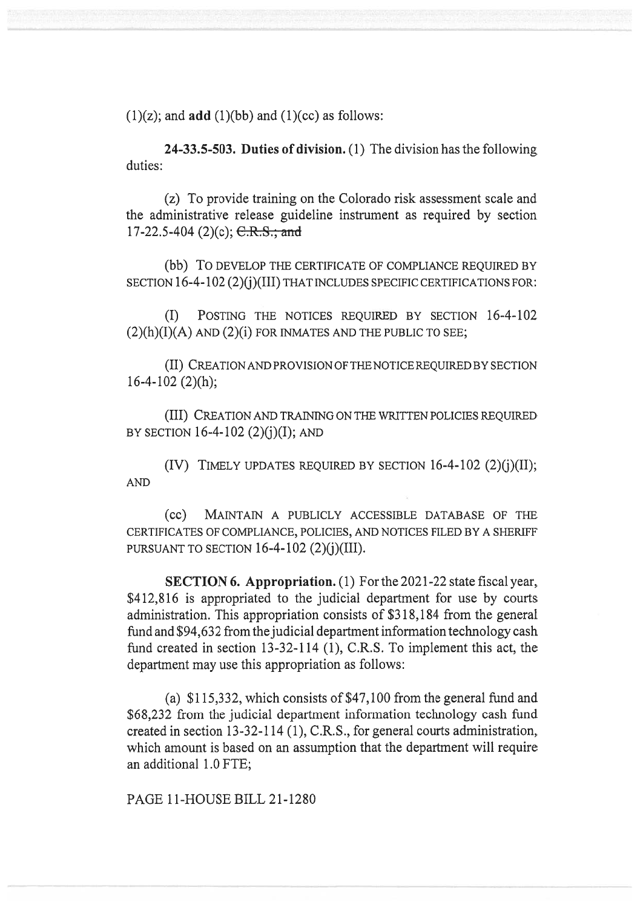(1)(z); and **add** (1)(bb) and (1)(cc) as follows:

**24-33.5-503. Duties of division.** (1) The division has the following duties:

(z) To provide training on the Colorado risk assessment scale and the administrative release guideline instrument as required by section 17-22.5-404 (2)(c); ~~C.R.S.; and~~

(bb) TO DEVELOP THE CERTIFICATE OF COMPLIANCE REQUIRED BY SECTION 16-4-102 (2)(j)(III) THAT INCLUDES SPECIFIC CERTIFICATIONS FOR:

(I) POSTING THE NOTICES REQUIRED BY SECTION 16-4-102 (2)(h)(I)(A) AND (2)(i) FOR INMATES AND THE PUBLIC TO SEE;

(II) CREATION AND PROVISION OF THE NOTICE REQUIRED BY SECTION 16-4-102 (2)(h);

(III) CREATION AND TRAINING ON THE WRITTEN POLICIES REQUIRED BY SECTION 16-4-102 (2)(j)(I); AND

(IV) TIMELY UPDATES REQUIRED BY SECTION 16-4-102 (2)(j)(II); AND

(cc) MAINTAIN A PUBLICLY ACCESSIBLE DATABASE OF THE CERTIFICATES OF COMPLIANCE, POLICIES, AND NOTICES FILED BY A SHERIFF PURSUANT TO SECTION 16-4-102 (2)(j)(III).

**SECTION 6. Appropriation.** (1) For the 2021-22 state fiscal year, $412,816 is appropriated to the judicial department for use by courts administration. This appropriation consists of $318,184 from the general fund and $94,632 from the judicial department information technology cash fund created in section 13-32-114 (1), C.R.S. To implement this act, the department may use this appropriation as follows:

(a) $115,332, which consists of $47,100 from the general fund and $68,232 from the judicial department information technology cash fund created in section 13-32-114 (1), C.R.S., for general courts administration, which amount is based on an assumption that the department will require an additional 1.0 FTE;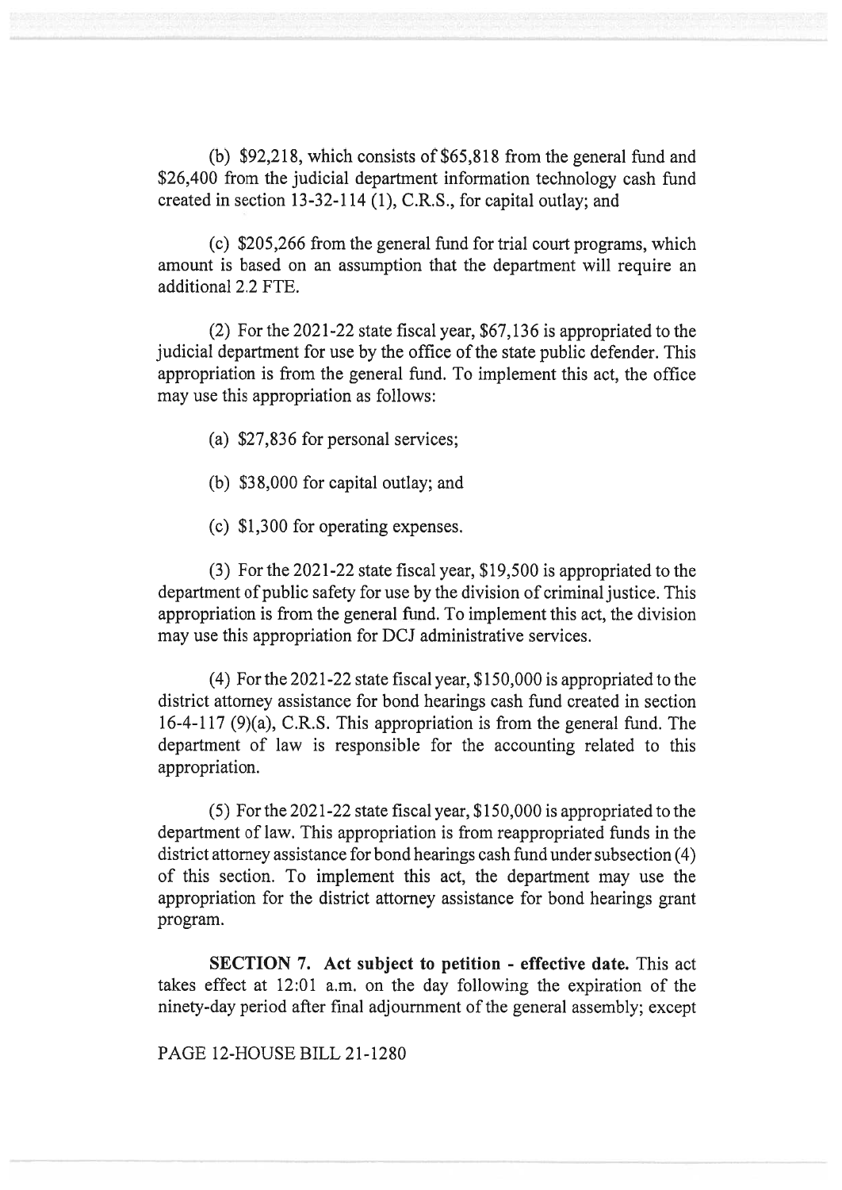(b) $92,218, which consists of $65,818 from the general fund and $26,400 from the judicial department information technology cash fund created in section 13-32-114 (1), C.R.S., for capital outlay; and

(c) $205,266 from the general fund for trial court programs, which amount is based on an assumption that the department will require an additional 2.2 FTE.

(2) For the 2021-22 state fiscal year, $67,136 is appropriated to the judicial department for use by the office of the state public defender. This appropriation is from the general fund. To implement this act, the office may use this appropriation as follows:

(a) $27,836 for personal services;

(b) $38,000 for capital outlay; and

(c) $1,300 for operating expenses.

(3) For the 2021-22 state fiscal year, $19,500 is appropriated to the department of public safety for use by the division of criminal justice. This appropriation is from the general fund. To implement this act, the division may use this appropriation for DCJ administrative services.

(4) For the 2021-22 state fiscal year, $150,000 is appropriated to the district attorney assistance for bond hearings cash fund created in section 16-4-117 (9)(a), C.R.S. This appropriation is from the general fund. The department of law is responsible for the accounting related to this appropriation.

(5) For the 2021-22 state fiscal year, $150,000 is appropriated to the department of law. This appropriation is from reappropriated funds in the district attorney assistance for bond hearings cash fund under subsection (4) of this section. To implement this act, the department may use the appropriation for the district attorney assistance for bond hearings grant program.

**SECTION 7. Act subject to petition - effective date.** This act takes effect at 12:01 a.m. on the day following the expiration of the ninety-day period after final adjournment of the general assembly; except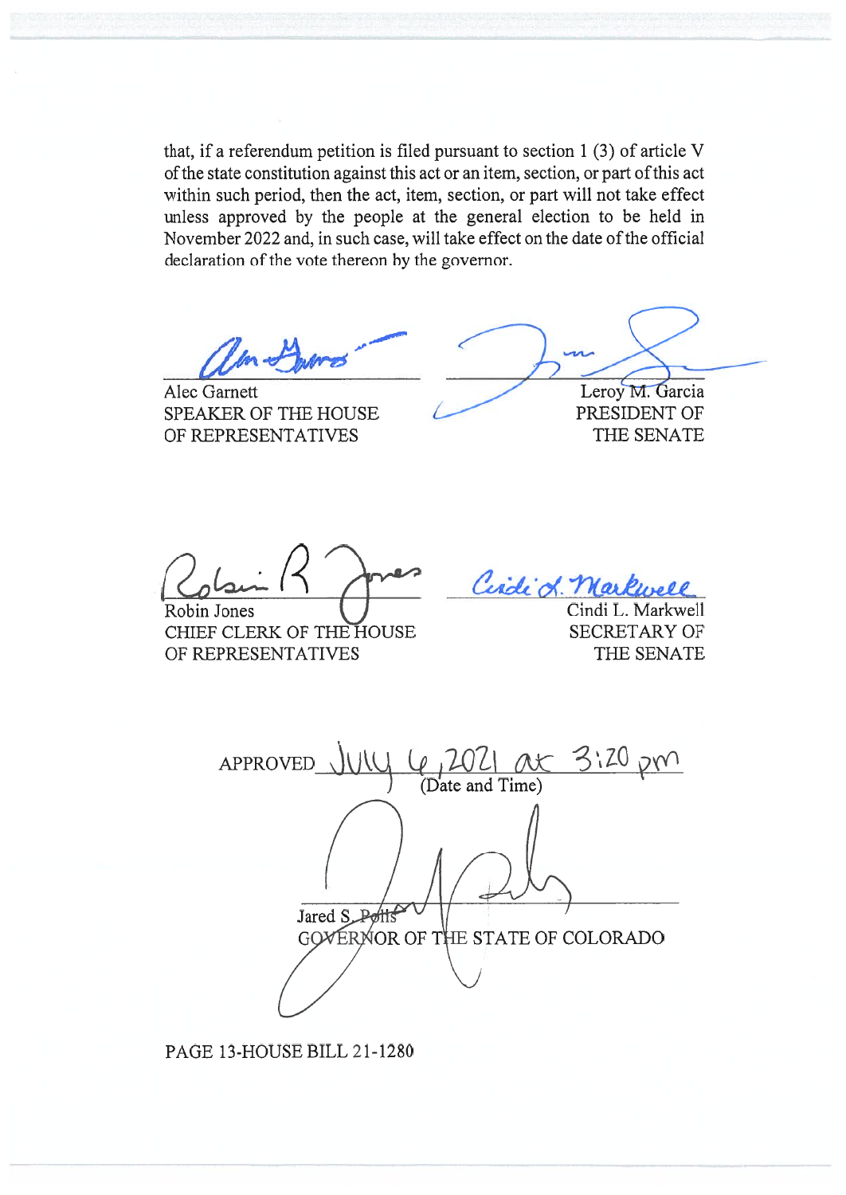that, if a referendum petition is filed pursuant to section 1 (3) of article V of the state constitution against this act or an item, section, or part of this act within such period, then the act, item, section, or part will not take effect unless approved by the people at the general election to be held in November 2022 and, in such case, will take effect on the date of the official declaration of the vote thereon by the governor.

Alec Garnett
SPEAKER OF THE HOUSE
OF REPRESENTATIVES

Leroy M. Garcia
PRESIDENT OF
THE SENATE

Robin Jones
CHIEF CLERK OF THE HOUSE
OF REPRESENTATIVES

Cindi L. Markwell
SECRETARY OF
THE SENATE

APPROVED July 6, 2021 at 3:20 pm
(Date and Time)

Jared S. Polis
GOVERNOR OF THE STATE OF COLORADO

PAGE 13-HOUSE BILL 21-1280